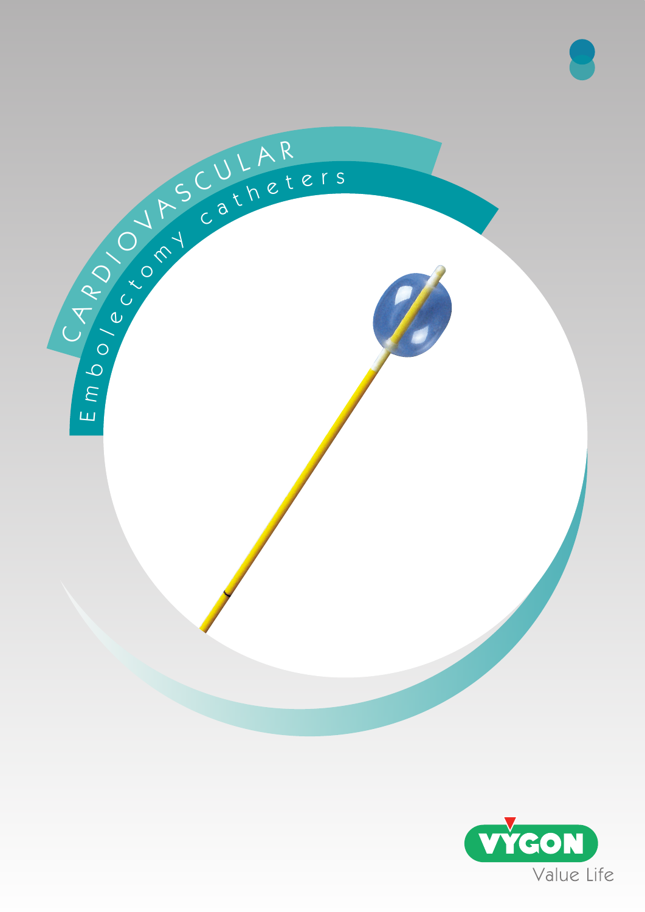# CARDIOVASCULAR

## Embolectomy catheters

VYGON

Value Life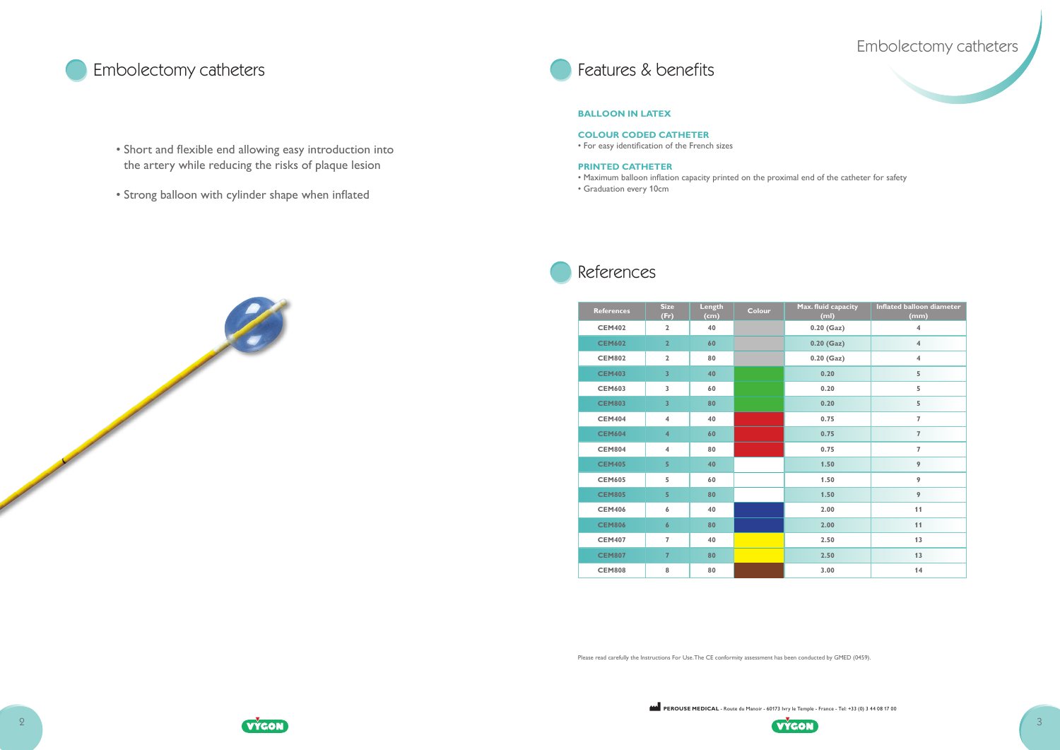# Embolectomy catheters

- Short and flexible end allowing easy introduction into the artery while reducing the risks of plaque lesion
- Strong balloon with cylinder shape when inflated

# Features & benefits

**BALLOON IN LATEX**

**COLOUR CODED CATHETER**
- For easy identification of the French sizes

**PRINTED CATHETER**
- Maximum balloon inflation capacity printed on the proximal end of the catheter for safety
- Graduation every 10cm

# References

| References | Size (Fr) | Length (cm) | Colour | Max. fluid capacity (ml) | Inflated balloon diameter (mm) |
|---|---|---|---|---|---|
| CEM402 | 2 | 40 | Grey | 0.20 (Gaz) | 4 |
| CEM602 | 2 | 60 | Grey | 0.20 (Gaz) | 4 |
| CEM802 | 2 | 80 | Grey | 0.20 (Gaz) | 4 |
| CEM403 | 3 | 40 | Green | 0.20 | 5 |
| CEM603 | 3 | 60 | Green | 0.20 | 5 |
| CEM803 | 3 | 80 | Green | 0.20 | 5 |
| CEM404 | 4 | 40 | Red | 0.75 | 7 |
| CEM604 | 4 | 60 | Red | 0.75 | 7 |
| CEM804 | 4 | 80 | Red | 0.75 | 7 |
| CEM405 | 5 | 40 | White | 1.50 | 9 |
| CEM605 | 5 | 60 | White | 1.50 | 9 |
| CEM805 | 5 | 80 | White | 1.50 | 9 |
| CEM406 | 6 | 40 | Blue | 2.00 | 11 |
| CEM806 | 6 | 80 | Blue | 2.00 | 11 |
| CEM407 | 7 | 40 | Yellow | 2.50 | 13 |
| CEM807 | 7 | 80 | Yellow | 2.50 | 13 |
| CEM808 | 8 | 80 | Brown | 3.00 | 14 |

Please read carefully the Instructions For Use. The CE conformity assessment has been conducted by GMED (0459).

**PEROUSE MEDICAL** - Route du Manoir - 60173 Ivry le Temple - France - Tel: +33 (0) 3 44 08 17 00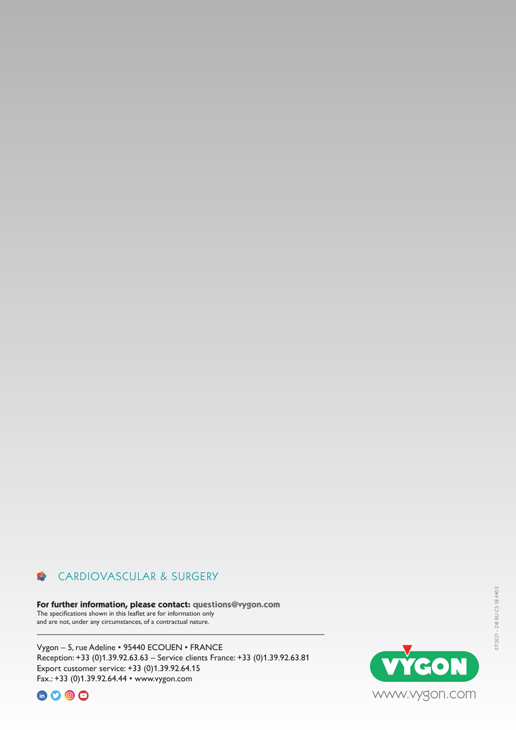CARDIOVASCULAR & SURGERY

**For further information, please contact:** **questions@vygon.com**
The specifications shown in this leaflet are for information only
and are not, under any circumstances, of a contractual nature.

Vygon – 5, rue Adeline • 95440 ECOUEN • FRANCE
Reception: +33 (0)1.39.92.63.63 – Service clients France: +33 (0)1.39.92.63.81
Export customer service: +33 (0)1.39.92.64.15
Fax.: +33 (0)1.39.92.64.44 • www.vygon.com

VYGON

www.vygon.com

07/2021 - DB BU CS 18 440 E